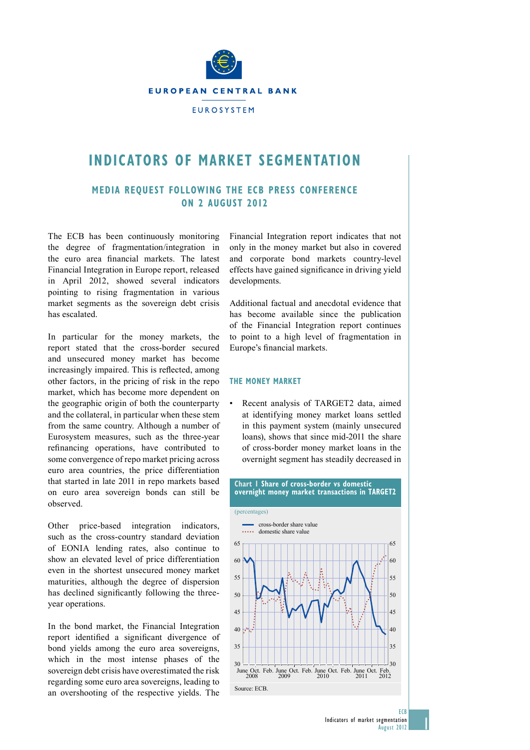EUROPEAN CENTRAL BANK

EUROSYSTEM

# INDICATORS OF MARKET SEGMENTATION

## MEDIA REQUEST FOLLOWING THE ECB PRESS CONFERENCE ON 2 AUGUST 2012

The ECB has been continuously monitoring the degree of fragmentation/integration in the euro area financial markets. The latest Financial Integration in Europe report, released in April 2012, showed several indicators pointing to rising fragmentation in various market segments as the sovereign debt crisis has escalated.

In particular for the money markets, the report stated that the cross-border secured and unsecured money market has become increasingly impaired. This is reflected, among other factors, in the pricing of risk in the repo market, which has become more dependent on the geographic origin of both the counterparty and the collateral, in particular when these stem from the same country. Although a number of Eurosystem measures, such as the three-year refinancing operations, have contributed to some convergence of repo market pricing across euro area countries, the price differentiation that started in late 2011 in repo markets based on euro area sovereign bonds can still be observed.

Other price-based integration indicators, such as the cross-country standard deviation of EONIA lending rates, also continue to show an elevated level of price differentiation even in the shortest unsecured money market maturities, although the degree of dispersion has declined significantly following the three-year operations.

In the bond market, the Financial Integration report identified a significant divergence of bond yields among the euro area sovereigns, which in the most intense phases of the sovereign debt crisis have overestimated the risk regarding some euro area sovereigns, leading to an overshooting of the respective yields. The Financial Integration report indicates that not only in the money market but also in covered and corporate bond markets country-level effects have gained significance in driving yield developments.

Additional factual and anecdotal evidence that has become available since the publication of the Financial Integration report continues to point to a high level of fragmentation in Europe's financial markets.

### THE MONEY MARKET

- Recent analysis of TARGET2 data, aimed at identifying money market loans settled in this payment system (mainly unsecured loans), shows that since mid-2011 the share of cross-border money market loans in the overnight segment has steadily decreased in

**Chart 1 Share of cross-border vs domestic overnight money market transactions in TARGET2**

(percentages)

Source: ECB.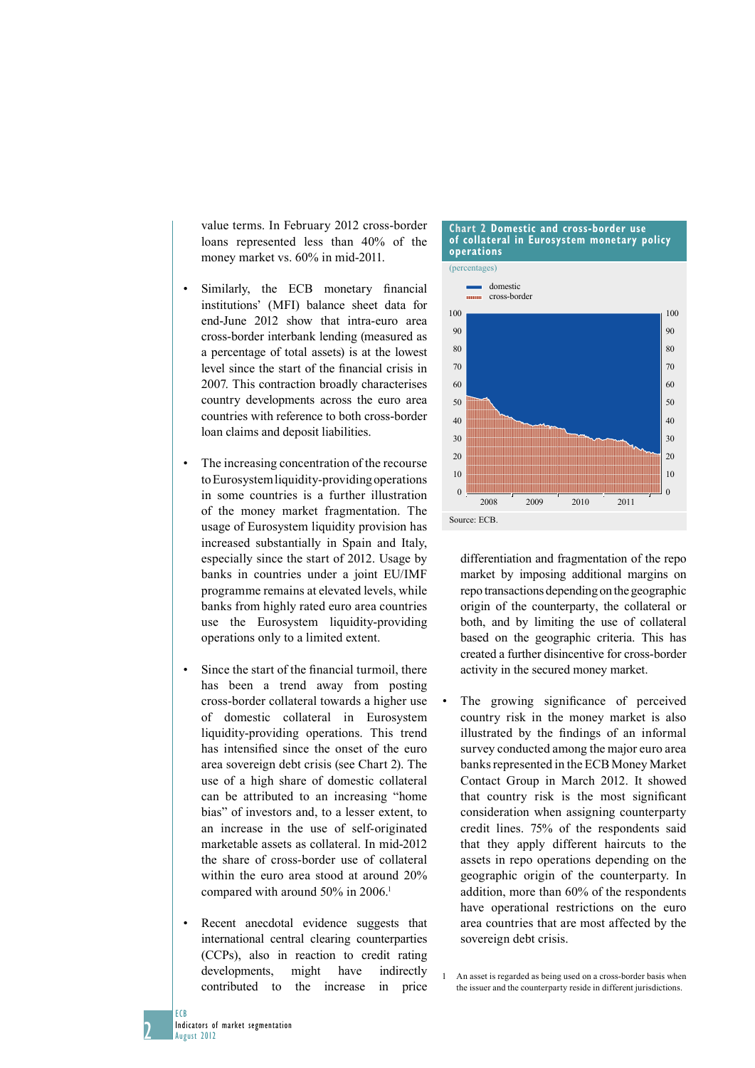value terms. In February 2012 cross-border loans represented less than 40% of the money market vs. 60% in mid-2011.

- Similarly, the ECB monetary financial institutions' (MFI) balance sheet data for end-June 2012 show that intra-euro area cross-border interbank lending (measured as a percentage of total assets) is at the lowest level since the start of the financial crisis in 2007. This contraction broadly characterises country developments across the euro area countries with reference to both cross-border loan claims and deposit liabilities.

- The increasing concentration of the recourse to Eurosystem liquidity-providing operations in some countries is a further illustration of the money market fragmentation. The usage of Eurosystem liquidity provision has increased substantially in Spain and Italy, especially since the start of 2012. Usage by banks in countries under a joint EU/IMF programme remains at elevated levels, while banks from highly rated euro area countries use the Eurosystem liquidity-providing operations only to a limited extent.

- Since the start of the financial turmoil, there has been a trend away from posting cross-border collateral towards a higher use of domestic collateral in Eurosystem liquidity-providing operations. This trend has intensified since the onset of the euro area sovereign debt crisis (see Chart 2). The use of a high share of domestic collateral can be attributed to an increasing "home bias" of investors and, to a lesser extent, to an increase in the use of self-originated marketable assets as collateral. In mid-2012 the share of cross-border use of collateral within the euro area stood at around 20% compared with around 50% in 2006.[1]

- Recent anecdotal evidence suggests that international central clearing counterparties (CCPs), also in reaction to credit rating developments, might have indirectly contributed to the increase in price differentiation and fragmentation of the repo market by imposing additional margins on repo transactions depending on the geographic origin of the counterparty, the collateral or both, and by limiting the use of collateral based on the geographic criteria. This has created a further disincentive for cross-border activity in the secured money market.

- The growing significance of perceived country risk in the money market is also illustrated by the findings of an informal survey conducted among the major euro area banks represented in the ECB Money Market Contact Group in March 2012. It showed that country risk is the most significant consideration when assigning counterparty credit lines. 75% of the respondents said that they apply different haircuts to the assets in repo operations depending on the geographic origin of the counterparty. In addition, more than 60% of the respondents have operational restrictions on the euro area countries that are most affected by the sovereign debt crisis.

**Chart 2 Domestic and cross-border use of collateral in Eurosystem monetary policy operations**

(percentages)

Legend: domestic; cross-border

Source: ECB.

[1] An asset is regarded as being used on a cross-border basis when the issuer and the counterparty reside in different jurisdictions.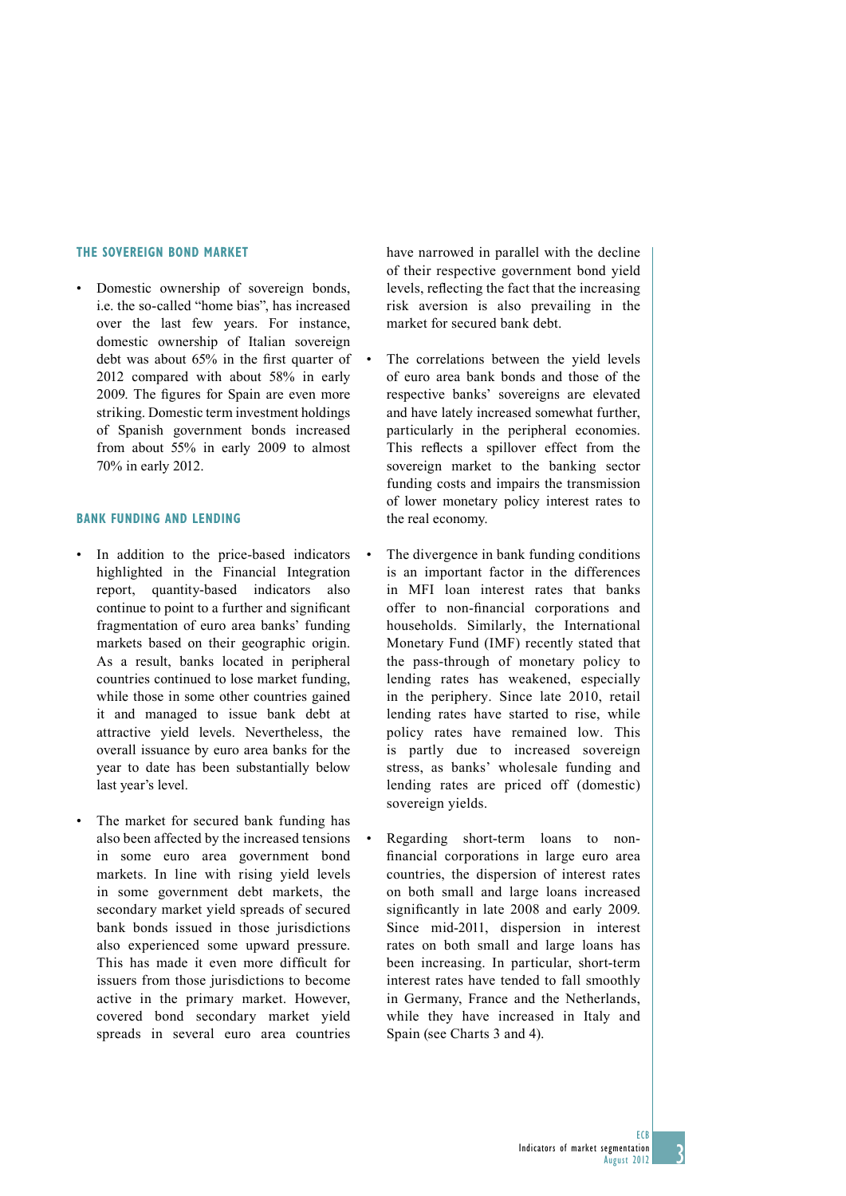## THE SOVEREIGN BOND MARKET

- Domestic ownership of sovereign bonds, i.e. the so-called "home bias", has increased over the last few years. For instance, domestic ownership of Italian sovereign debt was about 65% in the first quarter of 2012 compared with about 58% in early 2009. The figures for Spain are even more striking. Domestic term investment holdings of Spanish government bonds increased from about 55% in early 2009 to almost 70% in early 2012.

## BANK FUNDING AND LENDING

- In addition to the price-based indicators highlighted in the Financial Integration report, quantity-based indicators also continue to point to a further and significant fragmentation of euro area banks' funding markets based on their geographic origin. As a result, banks located in peripheral countries continued to lose market funding, while those in some other countries gained it and managed to issue bank debt at attractive yield levels. Nevertheless, the overall issuance by euro area banks for the year to date has been substantially below last year's level.

- The market for secured bank funding has also been affected by the increased tensions in some euro area government bond markets. In line with rising yield levels in some government debt markets, the secondary market yield spreads of secured bank bonds issued in those jurisdictions also experienced some upward pressure. This has made it even more difficult for issuers from those jurisdictions to become active in the primary market. However, covered bond secondary market yield spreads in several euro area countries have narrowed in parallel with the decline of their respective government bond yield levels, reflecting the fact that the increasing risk aversion is also prevailing in the market for secured bank debt.

- The correlations between the yield levels of euro area bank bonds and those of the respective banks' sovereigns are elevated and have lately increased somewhat further, particularly in the peripheral economies. This reflects a spillover effect from the sovereign market to the banking sector funding costs and impairs the transmission of lower monetary policy interest rates to the real economy.

- The divergence in bank funding conditions is an important factor in the differences in MFI loan interest rates that banks offer to non-financial corporations and households. Similarly, the International Monetary Fund (IMF) recently stated that the pass-through of monetary policy to lending rates has weakened, especially in the periphery. Since late 2010, retail lending rates have started to rise, while policy rates have remained low. This is partly due to increased sovereign stress, as banks' wholesale funding and lending rates are priced off (domestic) sovereign yields.

- Regarding short-term loans to non-financial corporations in large euro area countries, the dispersion of interest rates on both small and large loans increased significantly in late 2008 and early 2009. Since mid-2011, dispersion in interest rates on both small and large loans has been increasing. In particular, short-term interest rates have tended to fall smoothly in Germany, France and the Netherlands, while they have increased in Italy and Spain (see Charts 3 and 4).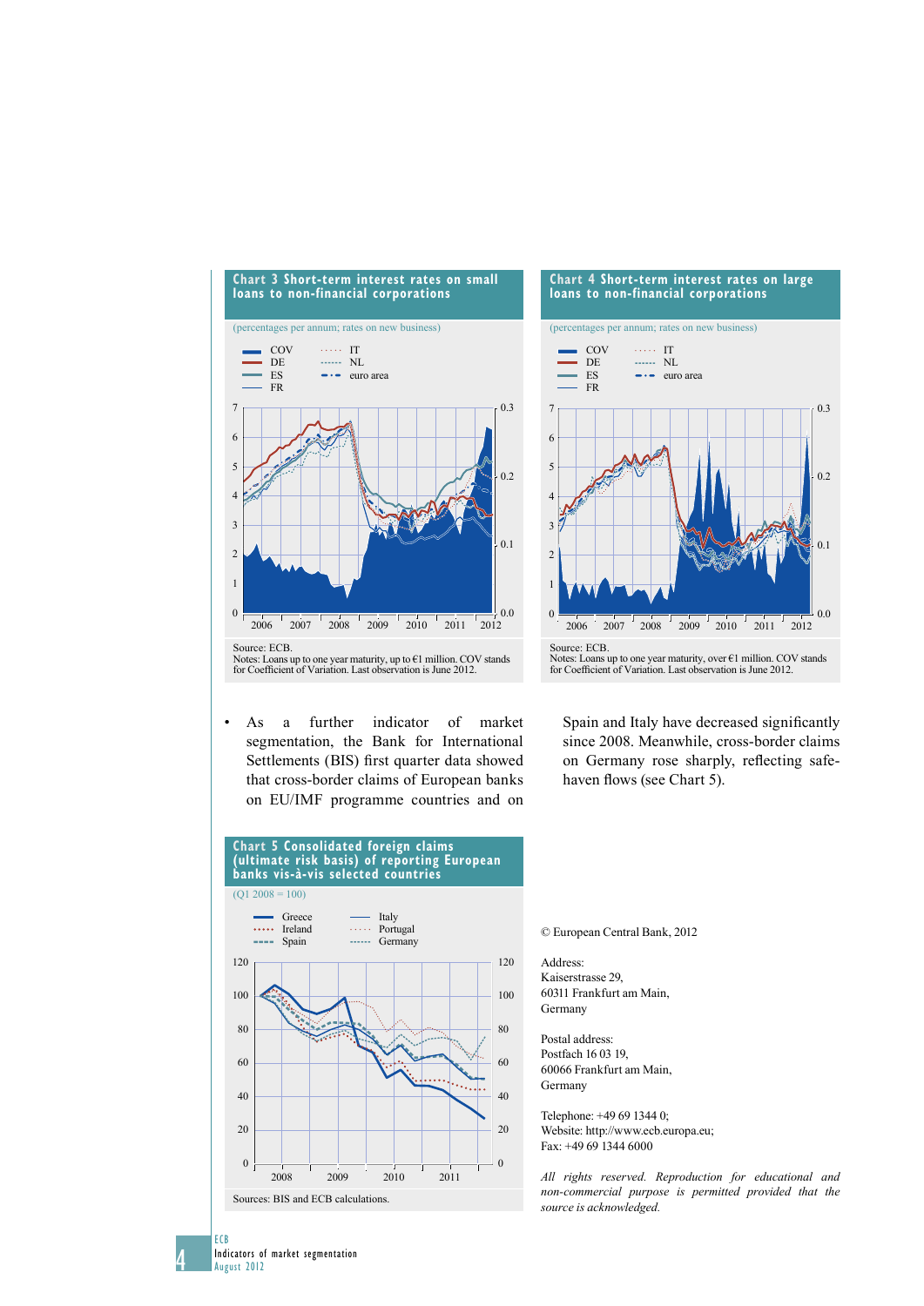**Chart 3 Short-term interest rates on small loans to non-financial corporations**

(percentages per annum; rates on new business)

COV
DE
ES
FR
IT
NL
euro area

7
6
5
4
3
2
1
0

0.3
0.2
0.1
0.0

2006 2007 2008 2009 2010 2011 2012

Source: ECB.
Notes: Loans up to one year maturity, up to €1 million. COV stands for Coefficient of Variation. Last observation is June 2012.

**Chart 4 Short-term interest rates on large loans to non-financial corporations**

(percentages per annum; rates on new business)

COV
DE
ES
FR
IT
NL
euro area

7
6
5
4
3
2
1
0

0.3
0.2
0.1
0.0

2006 2007 2008 2009 2010 2011 2012

Source: ECB.
Notes: Loans up to one year maturity, over €1 million. COV stands for Coefficient of Variation. Last observation is June 2012.

- As a further indicator of market segmentation, the Bank for International Settlements (BIS) first quarter data showed that cross-border claims of European banks on EU/IMF programme countries and on Spain and Italy have decreased significantly since 2008. Meanwhile, cross-border claims on Germany rose sharply, reflecting safe-haven flows (see Chart 5).

**Chart 5 Consolidated foreign claims (ultimate risk basis) of reporting European banks vis-à-vis selected countries**

(Q1 2008 = 100)

Greece
Ireland
Spain
Italy
Portugal
Germany

120
100
80
60
40
20
0

120
100
80
60
40
20
0

2008 2009 2010 2011

Sources: BIS and ECB calculations.

© European Central Bank, 2012

Address:
Kaiserstrasse 29,
60311 Frankfurt am Main,
Germany

Postal address:
Postfach 16 03 19,
60066 Frankfurt am Main,
Germany

Telephone: +49 69 1344 0;
Website: http://www.ecb.europa.eu;
Fax: +49 69 1344 6000

*All rights reserved. Reproduction for educational and non-commercial purpose is permitted provided that the source is acknowledged.*